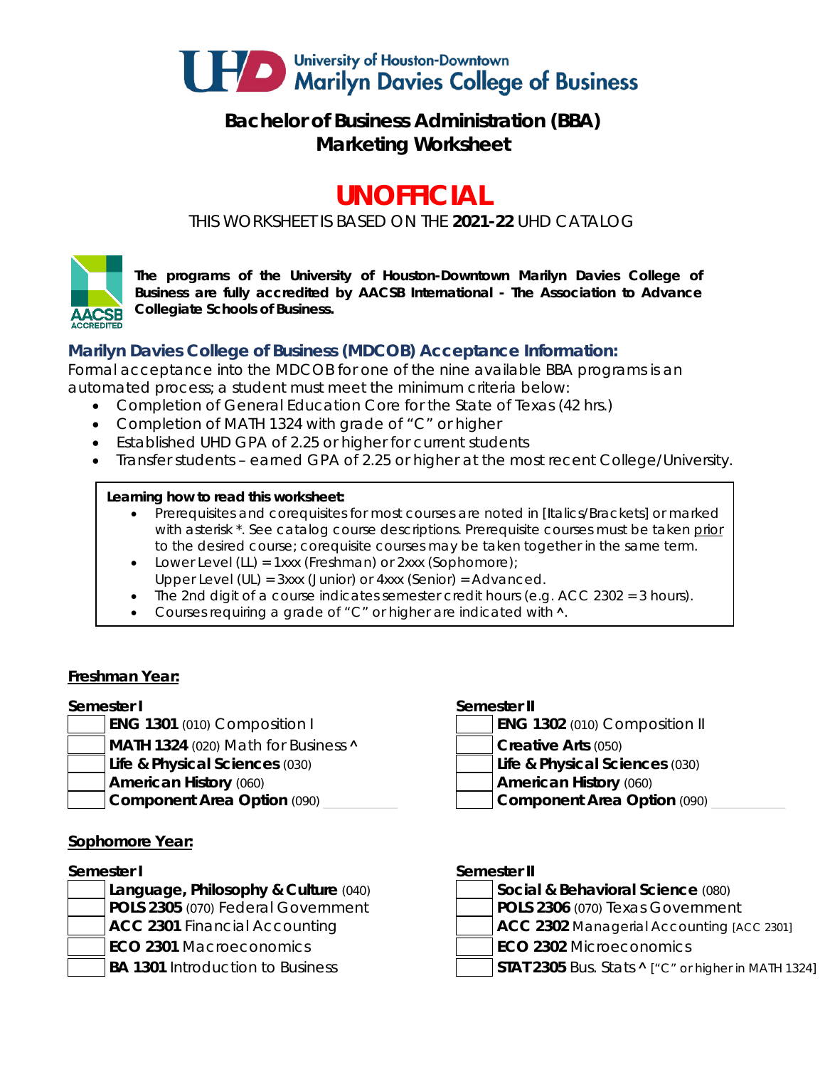University of Houston-Downtown
Marilyn Davies College of Business

# Bachelor of Business Administration (BBA)
# Marketing Worksheet

## UNOFFICIAL

THIS WORKSHEET IS BASED ON THE **2021-22** UHD CATALOG

**The programs of the University of Houston-Downtown Marilyn Davies College of Business are fully accredited by AACSB International - The Association to Advance Collegiate Schools of Business.**

### Marilyn Davies College of Business (MDCOB) Acceptance Information:

Formal acceptance into the MDCOB for one of the nine available BBA programs is an automated process; a student must meet the minimum criteria below:

- Completion of General Education Core for the State of Texas (42 hrs.)
- Completion of MATH 1324 with grade of "C" or higher
- Established UHD GPA of 2.25 or higher for current students
- Transfer students – earned GPA of 2.25 or higher at the most recent College/University.

**Learning how to read this worksheet:**

- Prerequisites and corequisites for most courses are noted in [Italics/Brackets] or marked with asterisk *. See catalog course descriptions. Prerequisite courses must be taken prior to the desired course; corequisite courses may be taken together in the same term.
- Lower Level (LL) = 1xxx (Freshman) or 2xxx (Sophomore); Upper Level (UL) = 3xxx (Junior) or 4xxx (Senior) = Advanced.
- The 2nd digit of a course indicates semester credit hours (e.g. ACC 2302 = 3 hours).
- Courses requiring a grade of "C" or higher are indicated with ^.

## Freshman Year:

**Semester I**

- [ ] **ENG 1301** (010) Composition I
- [ ] **MATH 1324** (020) Math for Business ^
- [ ] **Life & Physical Sciences** (030)
- [ ] **American History** (060)
- [ ] **Component Area Option** (090) ______

**Semester II**

- [ ] **ENG 1302** (010) Composition II
- [ ] **Creative Arts** (050)
- [ ] **Life & Physical Sciences** (030)
- [ ] **American History** (060)
- [ ] **Component Area Option** (090) ______

## Sophomore Year:

**Semester I**

- [ ] **Language, Philosophy & Culture** (040)
- [ ] **POLS 2305** (070) Federal Government
- [ ] **ACC 2301** Financial Accounting
- [ ] **ECO 2301** Macroeconomics
- [ ] **BA 1301** Introduction to Business

**Semester II**

- [ ] **Social & Behavioral Science** (080)
- [ ] **POLS 2306** (070) Texas Government
- [ ] **ACC 2302** Managerial Accounting [ACC 2301]
- [ ] **ECO 2302** Microeconomics
- [ ] **STAT 2305** Bus. Stats ^ ["C" or higher in MATH 1324]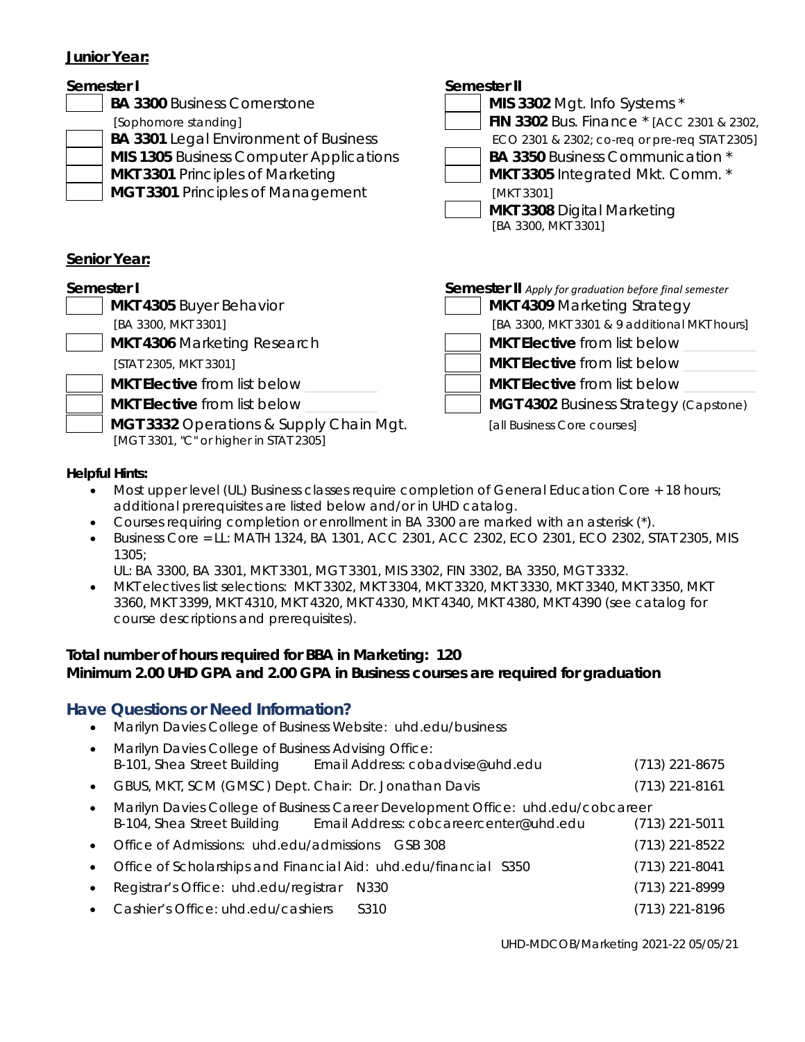## Junior Year:

**Semester I**

- [ ] **BA 3300** Business Cornerstone
  [Sophomore standing]
- [ ] **BA 3301** Legal Environment of Business
- [ ] **MIS 1305** Business Computer Applications
- [ ] **MKT 3301** Principles of Marketing
- [ ] **MGT 3301** Principles of Management

**Semester II**

- [ ] **MIS 3302** Mgt. Info Systems *
- [ ] **FIN 3302** Bus. Finance * [ACC 2301 & 2302, ECO 2301 & 2302; co-req or pre-req STAT 2305]
- [ ] **BA 3350** Business Communication *
- [ ] **MKT 3305** Integrated Mkt. Comm. *
  [MKT 3301]
- [ ] **MKT 3308** Digital Marketing
  [BA 3300, MKT 3301]

## Senior Year:

**Semester I**

- [ ] **MKT 4305** Buyer Behavior
  [BA 3300, MKT 3301]
- [ ] **MKT 4306** Marketing Research
  [STAT 2305, MKT 3301]
- [ ] **MKT Elective** from list below ________
- [ ] **MKT Elective** from list below ________
- [ ] **MGT 3332** Operations & Supply Chain Mgt.
  [MGT 3301, "C" or higher in STAT 2305]

**Semester II** *Apply for graduation before final semester*

- [ ] **MKT 4309** Marketing Strategy
  [BA 3300, MKT 3301 & 9 additional MKT hours]
- [ ] **MKT Elective** from list below ________
- [ ] **MKT Elective** from list below ________
- [ ] **MKT Elective** from list below ________
- [ ] **MGT 4302** Business Strategy (Capstone)
  [all Business Core courses]

**Helpful Hints:**

- Most upper level (UL) Business classes require completion of General Education Core + 18 hours; additional prerequisites are listed below and/or in UHD catalog.
- Courses requiring completion or enrollment in BA 3300 are marked with an asterisk (*).
- Business Core = LL: MATH 1324, BA 1301, ACC 2301, ACC 2302, ECO 2301, ECO 2302, STAT 2305, MIS 1305;
  UL: BA 3300, BA 3301, MKT 3301, MGT 3301, MIS 3302, FIN 3302, BA 3350, MGT 3332.
- MKT electives list selections: MKT 3302, MKT 3304, MKT 3320, MKT 3330, MKT 3340, MKT 3350, MKT 3360, MKT 3399, MKT 4310, MKT 4320, MKT 4330, MKT 4340, MKT 4380, MKT 4390 (see catalog for course descriptions and prerequisites).

**Total number of hours required for BBA in Marketing: 120**
**Minimum 2.00 UHD GPA and 2.00 GPA in Business courses are required for graduation**

## Have Questions or Need Information?

- Marilyn Davies College of Business Website: uhd.edu/business
- Marilyn Davies College of Business Advising Office:
  B-101, Shea Street Building  Email Address: cobadvise@uhd.edu  (713) 221-8675
- GBUS, MKT, SCM (GMSC) Dept. Chair: Dr. Jonathan Davis  (713) 221-8161
- Marilyn Davies College of Business Career Development Office: uhd.edu/cobcareer
  B-104, Shea Street Building  Email Address: cobcareercenter@uhd.edu  (713) 221-5011
- Office of Admissions: uhd.edu/admissions GSB 308  (713) 221-8522
- Office of Scholarships and Financial Aid: uhd.edu/financial S350  (713) 221-8041
- Registrar's Office: uhd.edu/registrar N330  (713) 221-8999
- Cashier's Office: uhd.edu/cashiers S310  (713) 221-8196

UHD-MDCOB/Marketing 2021-22 05/05/21